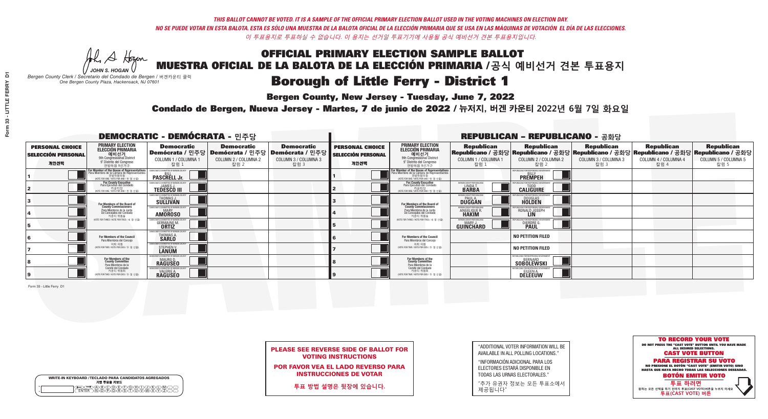*THIS BALLOT CANNOT BE VOTED. IT IS A SAMPLE OF THE OFFICIAL PRIMARY ELECTION BALLOT USED IN THE VOTING MACHINES ON ELECTION DAY.*
*NO SE PUEDE VOTAR EN ESTA BALOTA. ESTA ES SÓLO UNA MUESTRA DE LA BALOTA OFICIAL DE LA ELECCIÓN PRIMARIA QUE SE USA EN LAS MÁQUINAS DE VOTACIÓN EL DÍA DE LAS ELECCIONES.*
*이 투표용지로 투표하실 수 없습니다. 이 용지는 선거일 투표기기에 사용될 공식 예비선거 견본 투표용지입니다.*

JOHN S. HOGAN
*Bergen County Clerk / Secretario del Condado de Bergen / 버겐카운티 클럭*
*One Bergen County Plaza, Hackensack, NJ 07601*

# OFFICIAL PRIMARY ELECTION SAMPLE BALLOT
# MUESTRA OFICIAL DE LA BALOTA DE LA ELECCIÓN PRIMARIA /공식 예비선거 견본 투표용지
## Borough of Little Ferry - District 1

**Bergen County, New Jersey - Tuesday, June 7, 2022**

**Condado de Bergen, Nueva Jersey - Martes, 7 de junio de 2022 / 뉴저지, 버겐 카운티 2022년 6월 7일 화요일**

### DEMOCRATIC - DEMÓCRATA - 민주당

| PERSONAL CHOICE / SELECCIÓN PERSONAL / 개인선택 | PRIMARY ELECTION / ELECCIÓN PRIMARIA / 예비선거 | Democratic / Demócrata / 민주당 COLUMN 1 / COLUMNA 1 / 칼럼 1 | Democratic / Demócrata / 민주당 COLUMN 2 / COLUMNA 2 / 칼럼 2 | Democratic / Demócrata / 민주당 COLUMN 3 / COLUMNA 3 / 칼럼 3 |
|---|---|---|---|---|
| 1 | For Member of the House of Representatives / Para Miembro de la Cámara de Representantes / 연방하원의원 (9th Congressional District / 9° Distrito del Congreso / 연방하원 9선거구) (VOTE FOR ONE / VOTE POR UNO / 한 명 선출) | BILL PASCRELL Jr. | | |
| 2 | For County Executive / Para Ejecutivo del Condado / 카운티장 (VOTE FOR ONE / VOTE POR UNO / 한 명 선출) | JAMES J. TEDESCO III | | |
| 3 | For Members of the Board of County Commissioners / Para Miembros de la Junta De Concejales del Condado / 카운티 위원들 (VOTE FOR THREE / VOTE POR TRES / 세 명 선출) | THOMAS J. SULLIVAN | | |
| 4 | | MARY AMOROSO | | |
| 5 | | GERMAINE M. ORTIZ | | |
| 6 | For Members of the Council / Para Miembros del Concejo / 의회 의원 (VOTE FOR TWO / VOTE POR DOS / 두 명 선출) | THOMAS A. SARLO | | |
| 7 | | STEPHEN V. LANUM | | |
| 8 | For Members of the County Committee / Para Miembros de la Comité del Condado / 카운티 위원회 (VOTE FOR TWO / VOTE POR DOS / 두 명 선출) | MAURO D. RAGUSEO | | |
| 9 | | VALERIE A. RAGUSEO | | |

### REPUBLICAN - REPUBLICANO - 공화당

| PERSONAL CHOICE / SELECCIÓN PERSONAL / 개인선택 | PRIMARY ELECTION / ELECCIÓN PRIMARIA / 예비선거 | Republican / Republicano / 공화당 COLUMN 1 / COLUMNA 1 / 칼럼 1 | Republican / Republicano / 공화당 COLUMN 2 / COLUMNA 2 / 칼럼 2 | Republican / Republicano / 공화당 COLUMN 3 / COLUMNA 3 / 칼럼 3 | Republican / Republicano / 공화당 COLUMN 4 / COLUMNA 4 / 칼럼 4 | Republican / Republicano / 공화당 COLUMN 5 / COLUMNA 5 / 칼럼 5 |
|---|---|---|---|---|---|---|
| 1 | For Member of the House of Representatives / Para Miembro de la Cámara de Representantes / 연방하원의원 (9th Congressional District / 9° Distrito del Congreso / 연방하원 9선거구) (VOTE FOR ONE / VOTE POR UNO / 한 명 선출) | | BILLY PREMPEH | | | |
| 2 | For County Executive / Para Ejecutivo del Condado / 카운티장 (VOTE FOR ONE / VOTE POR UNO / 한 명 선출) | LINDA T. BARBA | TODD CALIGUIRE | | | |
| 3 | For Members of the Board of County Commissioners / Para Miembros de la Junta De Concejales del Condado / 카운티 위원들 (VOTE FOR THREE / VOTE POR TRES / 세 명 선출) | PAUL A. DUGGAN | DOUGLAS HOLDEN | | | |
| 4 | | ANGELIQUE R. HAKIM | RONALD JOSEPH LIN | | | |
| 5 | | MARY J. GUINCHARD | DIERDRE G. PAUL | | | |
| 6 | For Members of the Council / Para Miembros del Concejo / 의회 의원 (VOTE FOR TWO / VOTE POR DOS / 두 명 선출) | | NO PETITION FILED | | | |
| 7 | | | NO PETITION FILED | | | |
| 8 | For Members of the County Committee / Para Miembros de la Comité del Condado / 카운티 위원회 (VOTE FOR TWO / VOTE POR DOS / 두 명 선출) | | BERNARD SOBOLEWSKI | | | |
| 9 | | | EILEEN A. DELEEUW | | | |

Form 33 - Little Ferry D1

**PLEASE SEE REVERSE SIDE OF BALLOT FOR VOTING INSTRUCTIONS**

**POR FAVOR VEA EL LADO REVERSO PARA INSTRUCCIONES DE VOTAR**

**투표 방법 설명은 뒷장에 있습니다.**

"ADDITIONAL VOTER INFORMATION WILL BE AVAILABLE IN ALL POLLING LOCATIONS."

"INFORMACIÓN ADICIONAL PARA LOS ELECTORES ESTARÁ DISPONIBLE EN TODAS LAS URNAS ELECTORALES."

"추가 유권자 정보는 모든 투표소에서 제공됩니다"

**TO RECORD YOUR VOTE**
DO NOT PRESS THE "CAST VOTE" BUTTON UNTIL YOU HAVE MADE ALL DESIRED SELECTIONS.
**CAST VOTE BUTTON**
**PARA REGISTRAR SU VOTO**
NO PRESIONE EL BOTÓN "CAST VOTE" (EMITIR VOTO) SINO HASTA QUE HAYA HECHO TODAS LAS SELECCIONES DESEADAS.
**BOTÓN EMITIR VOTO**
**투표 하려면**
원하는 모든 선택을 하기 전까지 투표(CAST VOTE)버튼을 누르지 마세요
**투표(CAST VOTE) 버튼**

WRITE-IN KEYBOARD /TECLADO PARA CANDIDATOS AGREGADOS
기명 투표용 키보드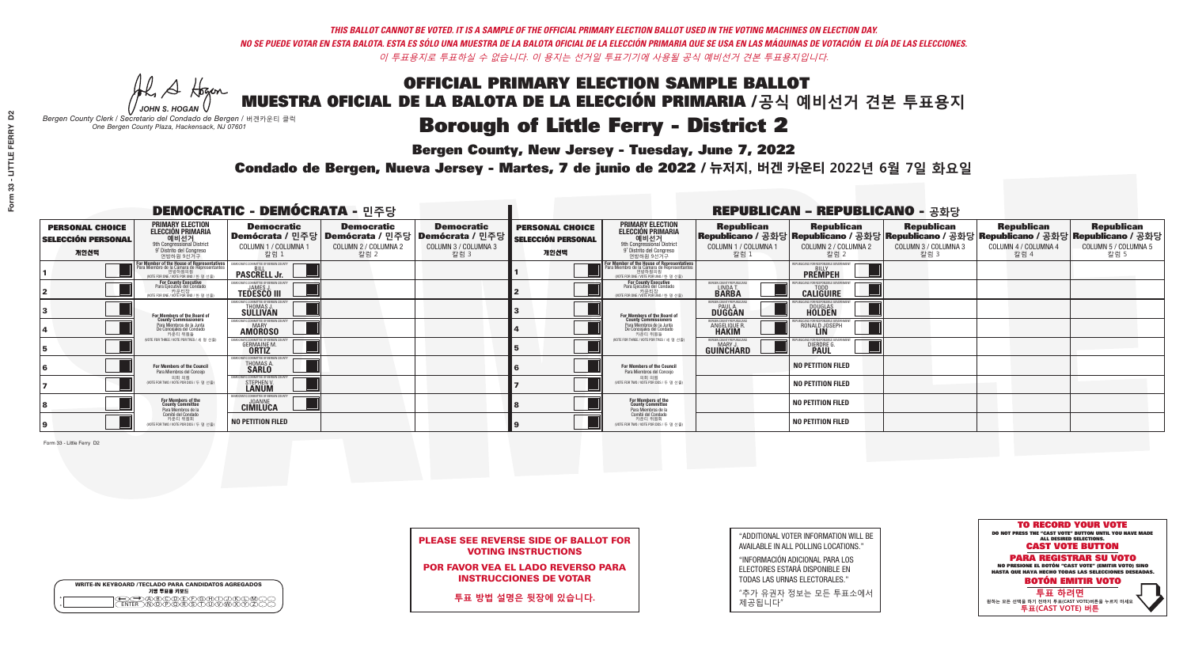THIS BALLOT CANNOT BE VOTED. IT IS A SAMPLE OF THE OFFICIAL PRIMARY ELECTION BALLOT USED IN THE VOTING MACHINES ON ELECTION DAY.

NO SE PUEDE VOTAR EN ESTA BALOTA. ESTA ES SÓLO UNA MUESTRA DE LA BALOTA OFICIAL DE LA ELECCIÓN PRIMARIA QUE SE USA EN LAS MÁQUINAS DE VOTACIÓN EL DÍA DE LAS ELECCIONES.

이 투표용지로 투표하실 수 없습니다. 이 용지는 선거일 투표기기에 사용될 공식 예비선거 견본 투표용지입니다.

JOHN S. HOGAN
Bergen County Clerk / Secretario del Condado de Bergen / 버겐카운티 클럭
One Bergen County Plaza, Hackensack, NJ 07601

# OFFICIAL PRIMARY ELECTION SAMPLE BALLOT
# MUESTRA OFICIAL DE LA BALOTA DE LA ELECCIÓN PRIMARIA /공식 예비선거 견본 투표용지

## Borough of Little Ferry - District 2

**Bergen County, New Jersey - Tuesday, June 7, 2022**

**Condado de Bergen, Nueva Jersey - Martes, 7 de junio de 2022 / 뉴저지, 버겐 카운티 2022년 6월 7일 화요일**

### DEMOCRATIC - DEMÓCRATA - 민주당

| PERSONAL CHOICE / SELECCIÓN PERSONAL / 개인선택 | PRIMARY ELECTION / ELECCIÓN PRIMARIA / 예비선거 / 9th Congressional District / 9° Distrito del Congreso / 연방하원 9선거구 | Democratic / Demócrata / 민주당 COLUMN 1 / COLUMNA 1 / 칼럼 1 | Democratic / Demócrata / 민주당 COLUMN 2 / COLUMNA 2 / 칼럼 2 | Democratic / Demócrata / 민주당 COLUMN 3 / COLUMNA 3 / 칼럼 3 |
|---|---|---|---|---|
| 1 | For Member of the House of Representatives / Para Miembro de la Cámara de Representantes / 연방하원의원 (VOTE FOR ONE / VOTE POR UNO / 한 명 선출) | BILL PASCRELL Jr. | | |
| 2 | For County Executive / Para Ejecutivo del Condado / 카운티장 (VOTE FOR ONE / VOTE POR UNO / 한 명 선출) | JAMES J. TEDESCO III | | |
| 3 | For Members of the Board of County Commissioners / Para Miembros de la Junta De Concejales del Condado / 카운티 위원들 (VOTE FOR THREE / VOTE POR TRES / 세 명 선출) | THOMAS J. SULLIVAN | | |
| 4 | | MARY AMOROSO | | |
| 5 | | GERMAINE M. ORTIZ | | |
| 6 | For Members of the Council / Para Miembros del Concejo / 의회 의원 (VOTE FOR TWO / VOTE POR DOS / 두 명 선출) | THOMAS A. SARLO | | |
| 7 | | STEPHEN V. LANUM | | |
| 8 | For Members of the County Committee / Para Miembros de la Comité del Condado / 카운티 위원회 (VOTE FOR TWO / VOTE POR DOS / 두 명 선출) | JOANNE CIMILUCA | | |
| 9 | | NO PETITION FILED | | |

### REPUBLICAN - REPUBLICANO - 공화당

| PERSONAL CHOICE / SELECCIÓN PERSONAL / 개인선택 | PRIMARY ELECTION / ELECCIÓN PRIMARIA / 예비선거 / 9th Congressional District / 9° Distrito del Congreso / 연방하원 9선거구 | Republican / Republicano / 공화당 COLUMN 1 / COLUMNA 1 / 칼럼 1 | Republican / Republicano / 공화당 COLUMN 2 / COLUMNA 2 / 칼럼 2 | Republican / Republicano / 공화당 COLUMN 3 / COLUMNA 3 / 칼럼 3 | Republican / Republicano / 공화당 COLUMN 4 / COLUMNA 4 / 칼럼 4 | Republican / Republicano / 공화당 COLUMN 5 / COLUMNA 5 / 칼럼 5 |
|---|---|---|---|---|---|---|
| 1 | For Member of the House of Representatives / Para Miembro de la Cámara de Representantes / 연방하원의원 (VOTE FOR ONE / VOTE POR UNO / 한 명 선출) | | BILLY PREMPEH | | | |
| 2 | For County Executive / Para Ejecutivo del Condado / 카운티장 (VOTE FOR ONE / VOTE POR UNO / 한 명 선출) | LINDA T. BARBA | TODD CALIGUIRE | | | |
| 3 | For Members of the Board of County Commissioners / Para Miembros de la Junta De Concejales del Condado / 카운티 위원들 (VOTE FOR THREE / VOTE POR TRES / 세 명 선출) | PAUL A. DUGGAN | DOUGLAS HOLDEN | | | |
| 4 | | ANGELIQUE R. HAKIM | RONALD JOSEPH LIN | | | |
| 5 | | MARY J. GUINCHARD | DIERDRE G. PAUL | | | |
| 6 | For Members of the Council / Para Miembros del Concejo / 의회 의원 (VOTE FOR TWO / VOTE POR DOS / 두 명 선출) | | NO PETITION FILED | | | |
| 7 | | | NO PETITION FILED | | | |
| 8 | For Members of the County Committee / Para Miembros de la Comité del Condado / 카운티 위원회 (VOTE FOR TWO / VOTE POR DOS / 두 명 선출) | | NO PETITION FILED | | | |
| 9 | | | NO PETITION FILED | | | |

Form 33 - Little Ferry D2

WRITE-IN KEYBOARD /TECLADO PARA CANDIDATOS AGREGADOS / 기명 투표용 키보드

**PLEASE SEE REVERSE SIDE OF BALLOT FOR VOTING INSTRUCTIONS**

**POR FAVOR VEA EL LADO REVERSO PARA INSTRUCCIONES DE VOTAR**

**투표 방법 설명은 뒷장에 있습니다.**

"ADDITIONAL VOTER INFORMATION WILL BE AVAILABLE IN ALL POLLING LOCATIONS."

"INFORMACIÓN ADICIONAL PARA LOS ELECTORES ESTARÁ DISPONIBLE EN TODAS LAS URNAS ELECTORALES."

"추가 유권자 정보는 모든 투표소에서 제공됩니다"

**TO RECORD YOUR VOTE**
DO NOT PRESS THE "CAST VOTE" BUTTON UNTIL YOU HAVE MADE ALL DESIRED SELECTIONS.
**CAST VOTE BUTTON**

**PARA REGISTRAR SU VOTO**
NO PRESIONE EL BOTÓN "CAST VOTE" (EMITIR VOTO) SINO HASTA QUE HAYA HECHO TODAS LAS SELECCIONES DESEADAS.
**BOTÓN EMITIR VOTO**

**투표 하려면**
원하는 모든 선택을 하기 전까지 투표(CAST VOTE)버튼을 누르지 마세요
**투표(CAST VOTE) 버튼**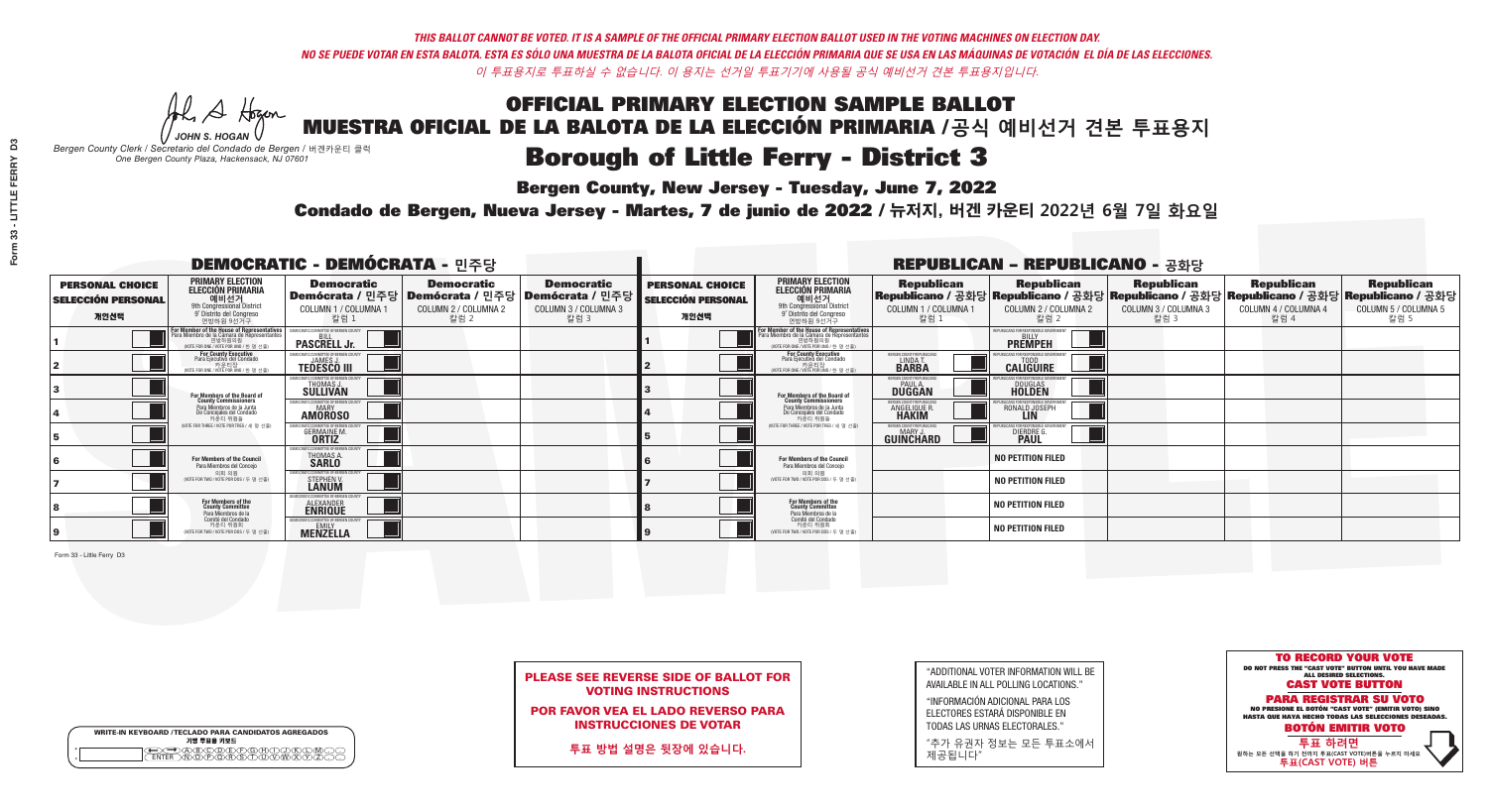*THIS BALLOT CANNOT BE VOTED. IT IS A SAMPLE OF THE OFFICIAL PRIMARY ELECTION BALLOT USED IN THE VOTING MACHINES ON ELECTION DAY.*
*NO SE PUEDE VOTAR EN ESTA BALOTA. ESTA ES SÓLO UNA MUESTRA DE LA BALOTA OFICIAL DE LA ELECCIÓN PRIMARIA QUE SE USA EN LAS MÁQUINAS DE VOTACIÓN EL DÍA DE LAS ELECCIONES.*
*이 투표용지로 투표하실 수 없습니다. 이 용지는 선거일 투표기기에 사용될 공식 예비선거 견본 투표용지입니다.*

JOHN S. HOGAN
*Bergen County Clerk / Secretario del Condado de Bergen / 버겐카운티 클럭*
*One Bergen County Plaza, Hackensack, NJ 07601*

# OFFICIAL PRIMARY ELECTION SAMPLE BALLOT
# MUESTRA OFICIAL DE LA BALOTA DE LA ELECCIÓN PRIMARIA /공식 예비선거 견본 투표용지
# Borough of Little Ferry - District 3

**Bergen County, New Jersey - Tuesday, June 7, 2022**
**Condado de Bergen, Nueva Jersey - Martes, 7 de junio de 2022 / 뉴저지, 버겐 카운티 2022년 6월 7일 화요일**

## DEMOCRATIC - DEMÓCRATA - 민주당

| PERSONAL CHOICE / SELECCIÓN PERSONAL / 개인선택 | PRIMARY ELECTION / ELECCIÓN PRIMARIA / 예비선거 (9th Congressional District / 9° Distrito del Congreso / 연방하원 9선거구) | Democratic / Demócrata / 민주당 COLUMN 1 / COLUMNA 1 / 칼럼 1 | Democratic / Demócrata / 민주당 COLUMN 2 / COLUMNA 2 / 칼럼 2 | Democratic / Demócrata / 민주당 COLUMN 3 / COLUMNA 3 / 칼럼 3 |
|---|---|---|---|---|
| 1 | For Member of the House of Representatives / Para Miembro de la Cámara de Representantes / 연방하원의원 (VOTE FOR ONE / VOTE POR UNO / 한 명 선출) | BILL PASCRELL Jr. | | |
| 2 | For County Executive / Para Ejecutivo del Condado / 카운티장 (VOTE FOR ONE / VOTE POR UNO / 한 명 선출) | JAMES J. TEDESCO III | | |
| 3 | For Members of the Board of County Commissioners / Para Miembros de la Junta De Concejales del Condado / 카운티 위원들 (VOTE FOR THREE / VOTE POR TRES / 세 명 선출) | THOMAS J. SULLIVAN | | |
| 4 | | MARY AMOROSO | | |
| 5 | | GERMAINE M. ORTIZ | | |
| 6 | For Members of the Council / Para Miembros del Concejo / 의회 의원 (VOTE FOR TWO / VOTE POR DOS / 두 명 선출) | THOMAS A. SARLO | | |
| 7 | | STEPHEN V. LANUM | | |
| 8 | For Members of the County Committee / Para Miembros de la Comité del Condado / 카운티 위원회 (VOTE FOR TWO / VOTE POR DOS / 두 명 선출) | ALEXANDER ENRIQUE | | |
| 9 | | EMILY MENZELLA | | |

## REPUBLICAN - REPUBLICANO - 공화당

| PERSONAL CHOICE / SELECCIÓN PERSONAL / 개인선택 | PRIMARY ELECTION / ELECCIÓN PRIMARIA / 예비선거 (9th Congressional District / 9° Distrito del Congreso / 연방하원 9선거구) | Republican / Republicano / 공화당 COLUMN 1 / COLUMNA 1 / 칼럼 1 | Republican / Republicano / 공화당 COLUMN 2 / COLUMNA 2 / 칼럼 2 | Republican / Republicano / 공화당 COLUMN 3 / COLUMNA 3 / 칼럼 3 | Republican / Republicano / 공화당 COLUMN 4 / COLUMNA 4 / 칼럼 4 | Republican / Republicano / 공화당 COLUMN 5 / COLUMNA 5 / 칼럼 5 |
|---|---|---|---|---|---|---|
| 1 | For Member of the House of Representatives / Para Miembro de la Cámara de Representantes / 연방하원의원 (VOTE FOR ONE / VOTE POR UNO / 한 명 선출) | | BILLY PREMPEH | | | |
| 2 | For County Executive / Para Ejecutivo del Condado / 카운티장 (VOTE FOR ONE / VOTE POR UNO / 한 명 선출) | LINDA T. BARBA | TODD CALIGUIRE | | | |
| 3 | For Members of the Board of County Commissioners / Para Miembros de la Junta De Concejales del Condado / 카운티 위원들 (VOTE FOR THREE / VOTE POR TRES / 세 명 선출) | PAUL A. DUGGAN | DOUGLAS HOLDEN | | | |
| 4 | | ANGELIQUE R. HAKIM | RONALD JOSEPH LIN | | | |
| 5 | | MARY J. GUINCHARD | DIERDRE G. PAUL | | | |
| 6 | For Members of the Council / Para Miembros del Concejo / 의회 의원 (VOTE FOR TWO / VOTE POR DOS / 두 명 선출) | | NO PETITION FILED | | | |
| 7 | | | NO PETITION FILED | | | |
| 8 | For Members of the County Committee / Para Miembros de la Comité del Condado / 카운티 위원회 (VOTE FOR TWO / VOTE POR DOS / 두 명 선출) | | NO PETITION FILED | | | |
| 9 | | | NO PETITION FILED | | | |

Form 33 - Little Ferry D3

**PLEASE SEE REVERSE SIDE OF BALLOT FOR VOTING INSTRUCTIONS**

**POR FAVOR VEA EL LADO REVERSO PARA INSTRUCCIONES DE VOTAR**

**투표 방법 설명은 뒷장에 있습니다.**

"ADDITIONAL VOTER INFORMATION WILL BE AVAILABLE IN ALL POLLING LOCATIONS."

"INFORMACIÓN ADICIONAL PARA LOS ELECTORES ESTARÁ DISPONIBLE EN TODAS LAS URNAS ELECTORALES."

"추가 유권자 정보는 모든 투표소에서 제공됩니다"

WRITE-IN KEYBOARD /TECLADO PARA CANDIDATOS AGREGADOS
기명 투표용 키보드

**TO RECORD YOUR VOTE**
DO NOT PRESS THE "CAST VOTE" BUTTON UNTIL YOU HAVE MADE ALL DESIRED SELECTIONS.
**CAST VOTE BUTTON**

**PARA REGISTRAR SU VOTO**
NO PRESIONE EL BOTÓN "CAST VOTE" (EMITIR VOTO) SINO HASTA QUE HAYA HECHO TODAS LAS SELECCIONES DESEADAS.
**BOTÓN EMITIR VOTO**

**투표 하려면**
원하는 모든 선택을 하기 전까지 투표(CAST VOTE)버튼을 누르지 마세요
**투표(CAST VOTE) 버튼**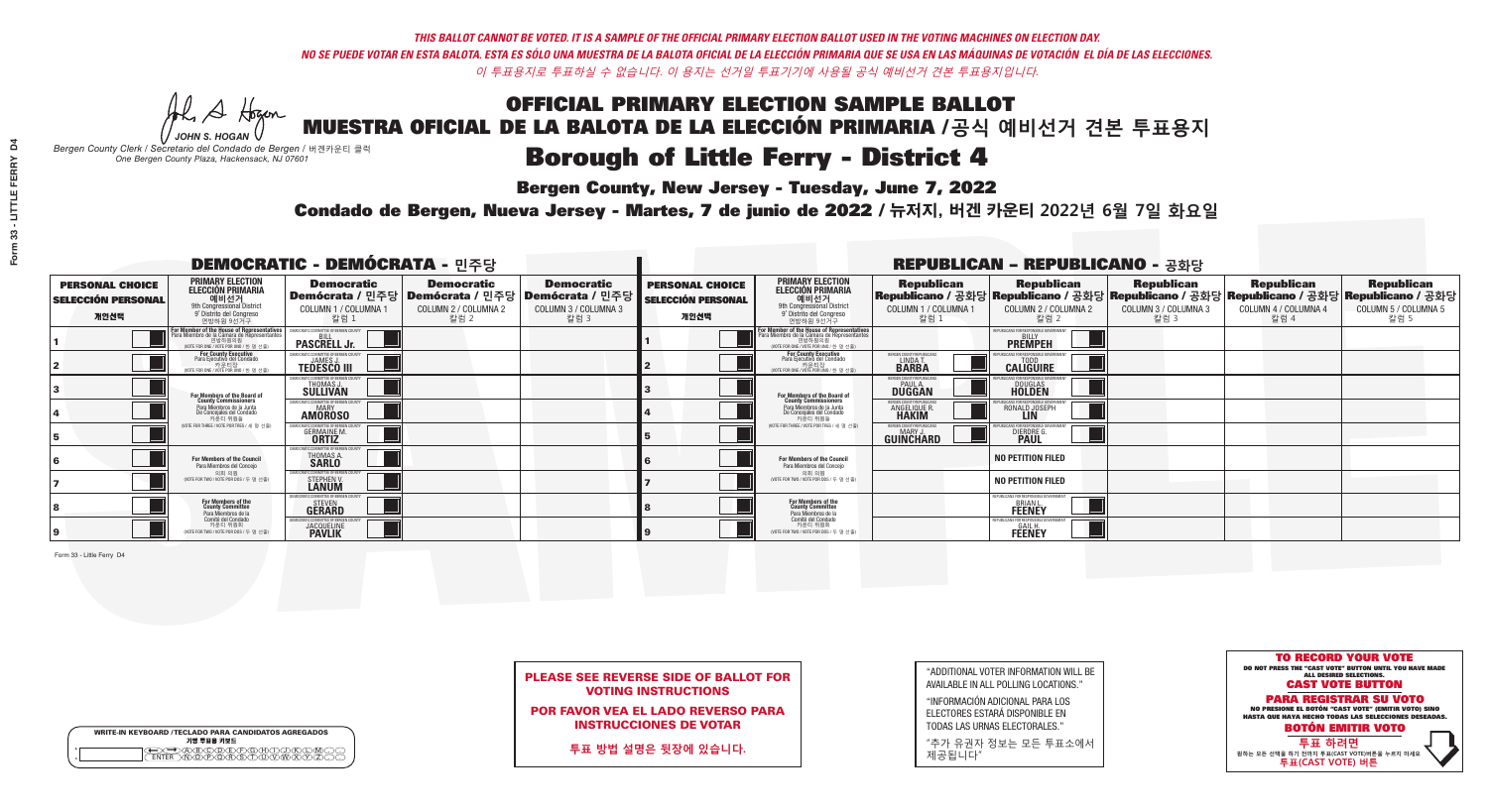*THIS BALLOT CANNOT BE VOTED. IT IS A SAMPLE OF THE OFFICIAL PRIMARY ELECTION BALLOT USED IN THE VOTING MACHINES ON ELECTION DAY.*
*NO SE PUEDE VOTAR EN ESTA BALOTA. ESTA ES SÓLO UNA MUESTRA DE LA BALOTA OFICIAL DE LA ELECCIÓN PRIMARIA QUE SE USA EN LAS MÁQUINAS DE VOTACIÓN EL DÍA DE LAS ELECCIONES.*
*이 투표용지로 투표하실 수 없습니다. 이 용지는 선거일 투표기기에 사용될 공식 예비선거 견본 투표용지입니다.*

JOHN S. HOGAN
*Bergen County Clerk / Secretario del Condado de Bergen / 버겐카운티 클럭*
*One Bergen County Plaza, Hackensack, NJ 07601*

# OFFICIAL PRIMARY ELECTION SAMPLE BALLOT
# MUESTRA OFICIAL DE LA BALOTA DE LA ELECCIÓN PRIMARIA /공식 예비선거 견본 투표용지

## Borough of Little Ferry - District 4

**Bergen County, New Jersey - Tuesday, June 7, 2022**

**Condado de Bergen, Nueva Jersey - Martes, 7 de junio de 2022 / 뉴저지, 버겐 카운티 2022년 6월 7일 화요일**

### DEMOCRATIC - DEMÓCRATA - 민주당

| PERSONAL CHOICE / SELECCIÓN PERSONAL / 개인선택 | PRIMARY ELECTION / ELECCIÓN PRIMARIA / 예비선거 / 9th Congressional District / 9° Distrito del Congreso / 연방하원 9선거구 | Democratic / Demócrata / 민주당 COLUMN 1 / COLUMNA 1 / 칼럼 1 | Democratic / Demócrata / 민주당 COLUMN 2 / COLUMNA 2 / 칼럼 2 | Democratic / Demócrata / 민주당 COLUMN 3 / COLUMNA 3 / 칼럼 3 |
|---|---|---|---|---|
| 1 | For Member of the House of Representatives / Para Miembro de la Cámara de Representantes / 연방하원의원 (VOTE FOR ONE / VOTE POR UNO / 한 명 선출) | BILL PASCRELL Jr. | | |
| 2 | For County Executive / Para Ejecutivo del Condado / 카운티장 (VOTE FOR ONE / VOTE POR UNO / 한 명 선출) | JAMES J. TEDESCO III | | |
| 3 | For Members of the Board of County Commissioners / Para Miembros de la Junta De Concejales del Condado / 카운티 위원들 (VOTE FOR THREE / VOTE POR TRES / 세 명 선출) | THOMAS J. SULLIVAN | | |
| 4 | | MARY AMOROSO | | |
| 5 | | GERMAINE M. ORTIZ | | |
| 6 | For Members of the Council / Para Miembros del Concejo / 의회 의원 (VOTE FOR TWO / VOTE POR DOS / 두 명 선출) | THOMAS A. SARLO | | |
| 7 | | STEPHEN V. LANUM | | |
| 8 | For Members of the County Committee / Para Miembros de la Comité del Condado / 카운티 위원회 (VOTE FOR TWO / VOTE POR DOS / 두 명 선출) | STEVEN GERARD | | |
| 9 | | JACQUELINE PAVLIK | | |

### REPUBLICAN - REPUBLICANO - 공화당

| PERSONAL CHOICE / SELECCIÓN PERSONAL / 개인선택 | PRIMARY ELECTION / ELECCIÓN PRIMARIA / 예비선거 / 9th Congressional District / 9° Distrito del Congreso / 연방하원 9선거구 | Republican / Republicano / 공화당 COLUMN 1 / COLUMNA 1 / 칼럼 1 | Republican / Republicano / 공화당 COLUMN 2 / COLUMNA 2 / 칼럼 2 | Republican / Republicano / 공화당 COLUMN 3 / COLUMNA 3 / 칼럼 3 | Republican / Republicano / 공화당 COLUMN 4 / COLUMNA 4 / 칼럼 4 | Republican / Republicano / 공화당 COLUMN 5 / COLUMNA 5 / 칼럼 5 |
|---|---|---|---|---|---|---|
| 1 | For Member of the House of Representatives / Para Miembro de la Cámara de Representantes / 연방하원의원 (VOTE FOR ONE / VOTE POR UNO / 한 명 선출) | | BILLY PREMPEH | | | |
| 2 | For County Executive / Para Ejecutivo del Condado / 카운티장 (VOTE FOR ONE / VOTE POR UNO / 한 명 선출) | LINDA T. BARBA | TODD CALIGUIRE | | | |
| 3 | For Members of the Board of County Commissioners / Para Miembros de la Junta De Concejales del Condado / 카운티 위원들 (VOTE FOR THREE / VOTE POR TRES / 세 명 선출) | PAUL A. DUGGAN | DOUGLAS HOLDEN | | | |
| 4 | | ANGELIQUE R. HAKIM | RONALD JOSEPH LIN | | | |
| 5 | | MARY J. GUINCHARD | DIERDRE G. PAUL | | | |
| 6 | For Members of the Council / Para Miembros del Concejo / 의회 의원 (VOTE FOR TWO / VOTE POR DOS / 두 명 선출) | | NO PETITION FILED | | | |
| 7 | | | NO PETITION FILED | | | |
| 8 | For Members of the County Committee / Para Miembros de la Comité del Condado / 카운티 위원회 (VOTE FOR TWO / VOTE POR DOS / 두 명 선출) | | BRIAN L. FEENEY | | | |
| 9 | | | GAIL H. FEENEY | | | |

Form 33 - Little Ferry D4

**PLEASE SEE REVERSE SIDE OF BALLOT FOR VOTING INSTRUCTIONS**

**POR FAVOR VEA EL LADO REVERSO PARA INSTRUCCIONES DE VOTAR**

**투표 방법 설명은 뒷장에 있습니다.**

"ADDITIONAL VOTER INFORMATION WILL BE AVAILABLE IN ALL POLLING LOCATIONS."

"INFORMACIÓN ADICIONAL PARA LOS ELECTORES ESTARÁ DISPONIBLE EN TODAS LAS URNAS ELECTORALES."

"추가 유권자 정보는 모든 투표소에서 제공됩니다"

**TO RECORD YOUR VOTE**
DO NOT PRESS THE "CAST VOTE" BUTTON UNTIL YOU HAVE MADE ALL DESIRED SELECTIONS.
**CAST VOTE BUTTON**

**PARA REGISTRAR SU VOTO**
NO PRESIONE EL BOTÓN "CAST VOTE" (EMITIR VOTO) SINO HASTA QUE HAYA HECHO TODAS LAS SELECCIONES DESEADAS.
**BOTÓN EMITIR VOTO**

**투표 하려면**
원하는 모든 선택을 하기 전까지 투표(CAST VOTE)버튼을 누르지 마세요
**투표(CAST VOTE) 버튼**

WRITE-IN KEYBOARD /TECLADO PARA CANDIDATOS AGREGADOS
기명 투표용 키보드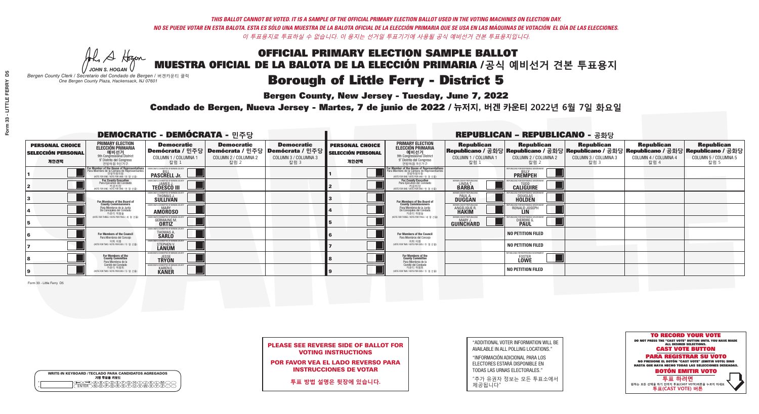THIS BALLOT CANNOT BE VOTED. IT IS A SAMPLE OF THE OFFICIAL PRIMARY ELECTION BALLOT USED IN THE VOTING MACHINES ON ELECTION DAY.
NO SE PUEDE VOTAR EN ESTA BALOTA. ESTA ES SÓLO UNA MUESTRA DE LA BALOTA OFICIAL DE LA ELECCIÓN PRIMARIA QUE SE USA EN LAS MÁQUINAS DE VOTACIÓN EL DÍA DE LAS ELECCIONES.
이 투표용지로 투표하실 수 없습니다. 이 용지는 선거일 투표기기에 사용될 공식 예비선거 견본 투표용지입니다.

JOHN S. HOGAN
*Bergen County Clerk / Secretario del Condado de Bergen / 버겐카운티 클럭*
*One Bergen County Plaza, Hackensack, NJ 07601*

# OFFICIAL PRIMARY ELECTION SAMPLE BALLOT
# MUESTRA OFICIAL DE LA BALOTA DE LA ELECCIÓN PRIMARIA /공식 예비선거 견본 투표용지

## Borough of Little Ferry - District 5

**Bergen County, New Jersey - Tuesday, June 7, 2022**

**Condado de Bergen, Nueva Jersey - Martes, 7 de junio de 2022 / 뉴저지, 버겐 카운티 2022년 6월 7일 화요일**

### DEMOCRATIC - DEMÓCRATA - 민주당

| PERSONAL CHOICE / SELECCIÓN PERSONAL / 개인선택 | PRIMARY ELECTION / ELECCIÓN PRIMARIA / 예비선거 | Democratic / Demócrata / 민주당 COLUMN 1 / COLUMNA 1 / 칼럼 1 | Democratic / Demócrata / 민주당 COLUMN 2 / COLUMNA 2 / 칼럼 2 | Democratic / Demócrata / 민주당 COLUMN 3 / COLUMNA 3 / 칼럼 3 |
|---|---|---|---|---|
| 1 | For Member of the House of Representatives / Para Miembro de la Cámara de Representantes / 연방하원의원 (9th Congressional District / 9° Distrito del Congreso / 연방하원 9선거구) (VOTE FOR ONE / VOTE POR UNO / 한 명 선출) | BILL PASCRELL Jr. | | |
| 2 | For County Executive / Para Ejecutivo del Condado / 카운티장 (VOTE FOR ONE / VOTE POR UNO / 한 명 선출) | JAMES J. TEDESCO III | | |
| 3 | For Members of the Board of County Commissioners / Para Miembros de la Junta De Concejales del Condado / 카운티 위원들 (VOTE FOR THREE / VOTE POR TRES / 세 명 선출) | THOMAS J. SULLIVAN | | |
| 4 | | MARY AMOROSO | | |
| 5 | | GERMAINE M. ORTIZ | | |
| 6 | For Members of the Council / Para Miembros del Concejo / 의회 의원 (VOTE FOR TWO / VOTE POR DOS / 두 명 선출) | THOMAS A. SARLO | | |
| 7 | | STEPHEN V. LANUM | | |
| 8 | For Members of the County Committee / Para Miembros de la Comité del Condado / 카운티 위원회 (VOTE FOR TWO / VOTE POR DOS / 두 명 선출) | JESSE TRYON | | |
| 9 | | KAREN E. KANER | | |

### REPUBLICAN - REPUBLICANO - 공화당

| PERSONAL CHOICE / SELECCIÓN PERSONAL / 개인선택 | PRIMARY ELECTION / ELECCIÓN PRIMARIA / 예비선거 | Republican / Republicano / 공화당 COLUMN 1 / COLUMNA 1 / 칼럼 1 | Republican / Republicano / 공화당 COLUMN 2 / COLUMNA 2 / 칼럼 2 | Republican / Republicano / 공화당 COLUMN 3 / COLUMNA 3 / 칼럼 3 | Republican / Republicano / 공화당 COLUMN 4 / COLUMNA 4 / 칼럼 4 | Republican / Republicano / 공화당 COLUMN 5 / COLUMNA 5 / 칼럼 5 |
|---|---|---|---|---|---|---|
| 1 | For Member of the House of Representatives / Para Miembro de la Cámara de Representantes / 연방하원의원 (9th Congressional District / 9° Distrito del Congreso / 연방하원 9선거구) (VOTE FOR ONE / VOTE POR UNO / 한 명 선출) | | BILLY PREMPEH | | | |
| 2 | For County Executive / Para Ejecutivo del Condado / 카운티장 (VOTE FOR ONE / VOTE POR UNO / 한 명 선출) | LINDA T. BARBA | TODD CALIGUIRE | | | |
| 3 | For Members of the Board of County Commissioners / Para Miembros de la Junta De Concejales del Condado / 카운티 위원들 (VOTE FOR THREE / VOTE POR TRES / 세 명 선출) | PAUL A. DUGGAN | DOUGLAS HOLDEN | | | |
| 4 | | ANGELIQUE R. HAKIM | RONALD JOSEPH LIN | | | |
| 5 | | MARY J. GUINCHARD | DIERDRE G. PAUL | | | |
| 6 | For Members of the Council / Para Miembros del Concejo / 의회 의원 (VOTE FOR TWO / VOTE POR DOS / 두 명 선출) | | NO PETITION FILED | | | |
| 7 | | | NO PETITION FILED | | | |
| 8 | For Members of the County Committee / Para Miembros de la Comité del Condado / 카운티 위원회 (VOTE FOR TWO / VOTE POR DOS / 두 명 선출) | | FOSTER LOWE | | | |
| 9 | | | NO PETITION FILED | | | |

Form 33 - Little Ferry D5

**PLEASE SEE REVERSE SIDE OF BALLOT FOR VOTING INSTRUCTIONS**

**POR FAVOR VEA EL LADO REVERSO PARA INSTRUCCIONES DE VOTAR**

**투표 방법 설명은 뒷장에 있습니다.**

"ADDITIONAL VOTER INFORMATION WILL BE AVAILABLE IN ALL POLLING LOCATIONS."

"INFORMACIÓN ADICIONAL PARA LOS ELECTORES ESTARÁ DISPONIBLE EN TODAS LAS URNAS ELECTORALES."

"추가 유권자 정보는 모든 투표소에서 제공됩니다"

**TO RECORD YOUR VOTE**
DO NOT PRESS THE "CAST VOTE" BUTTON UNTIL YOU HAVE MADE ALL DESIRED SELECTIONS.
**CAST VOTE BUTTON**

**PARA REGISTRAR SU VOTO**
NO PRESIONE EL BOTÓN "CAST VOTE" (EMITIR VOTO) SINO HASTA QUE HAYA HECHO TODAS LAS SELECCIONES DESEADAS.
**BOTÓN EMITIR VOTO**

**투표 하려면**
원하는 모든 선택을 하기 전까지 투표(CAST VOTE)버튼을 누르지 마세요
**투표(CAST VOTE) 버튼**

WRITE-IN KEYBOARD /TECLADO PARA CANDIDATOS AGREGADOS
기명 투표용 키보드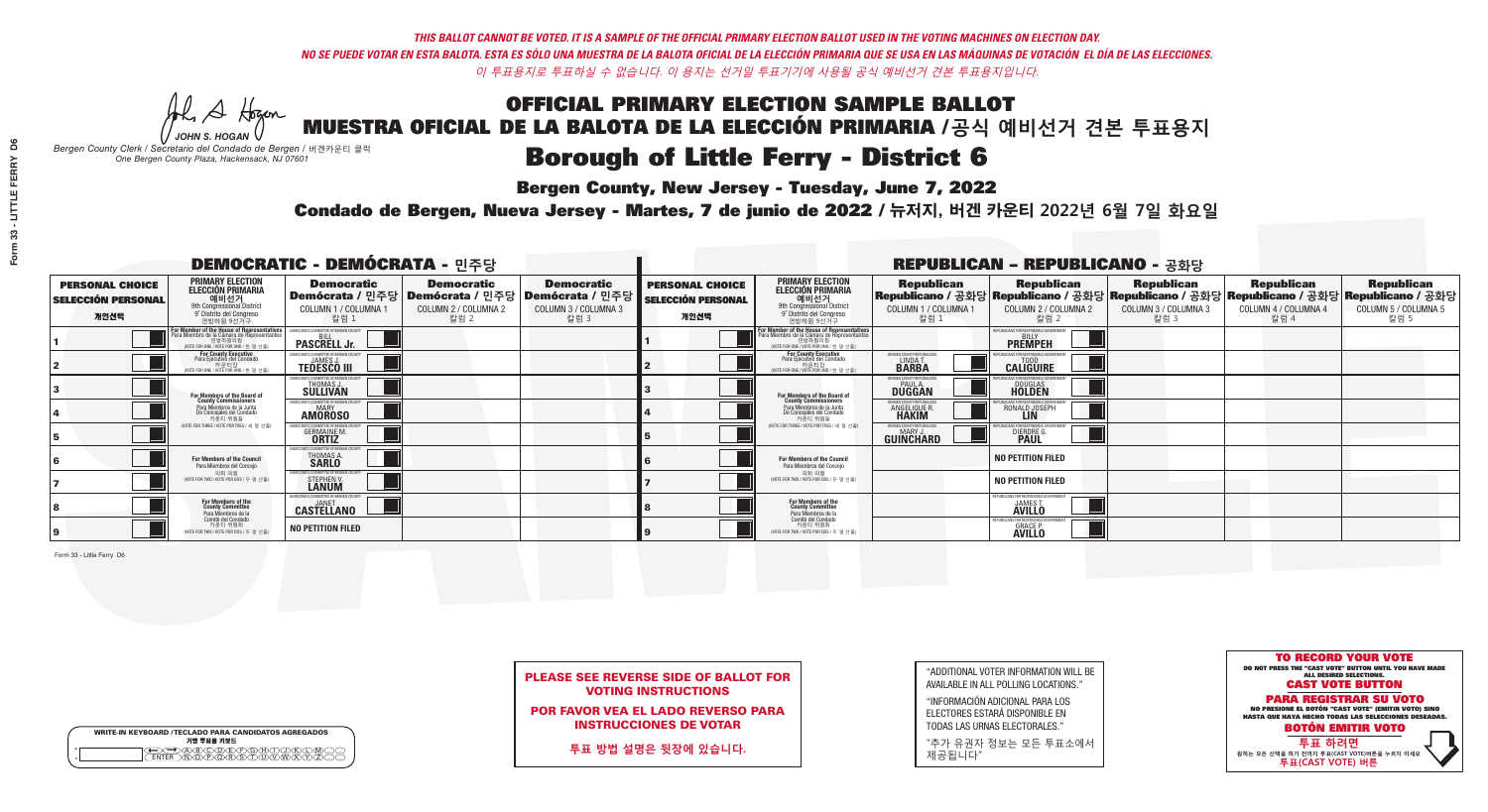*THIS BALLOT CANNOT BE VOTED. IT IS A SAMPLE OF THE OFFICIAL PRIMARY ELECTION BALLOT USED IN THE VOTING MACHINES ON ELECTION DAY.*
*NO SE PUEDE VOTAR EN ESTA BALOTA. ESTA ES SÓLO UNA MUESTRA DE LA BALOTA OFICIAL DE LA ELECCIÓN PRIMARIA QUE SE USA EN LAS MÁQUINAS DE VOTACIÓN EL DÍA DE LAS ELECCIONES.*
*이 투표용지로 투표하실 수 없습니다. 이 용지는 선거일 투표기기에 사용될 공식 예비선거 견본 투표용지입니다.*

JOHN S. HOGAN
Bergen County Clerk / Secretario del Condado de Bergen / 버겐카운티 클럭
One Bergen County Plaza, Hackensack, NJ 07601

# OFFICIAL PRIMARY ELECTION SAMPLE BALLOT
# MUESTRA OFICIAL DE LA BALOTA DE LA ELECCIÓN PRIMARIA /공식 예비선거 견본 투표용지

## Borough of Little Ferry - District 6

**Bergen County, New Jersey - Tuesday, June 7, 2022**

**Condado de Bergen, Nueva Jersey - Martes, 7 de junio de 2022 / 뉴저지, 버겐 카운티 2022년 6월 7일 화요일**

### DEMOCRATIC - DEMÓCRATA - 민주당

| PERSONAL CHOICE / SELECCIÓN PERSONAL / 개인선택 | PRIMARY ELECTION / ELECCIÓN PRIMARIA / 예비선거 / 9th Congressional District / 9° Distrito del Congreso / 연방하원 9선거구 | Democratic / Demócrata / 민주당 COLUMN 1 / COLUMNA 1 / 칼럼 1 | Democratic / Demócrata / 민주당 COLUMN 2 / COLUMNA 2 / 칼럼 2 | Democratic / Demócrata / 민주당 COLUMN 3 / COLUMNA 3 / 칼럼 3 |
|---|---|---|---|---|
| 1 | For Member of the House of Representatives / Para Miembro de la Cámara de Representantes / 연방하원의원 (VOTE FOR ONE / VOTE POR UNO / 한 명 선출) | BILL PASCRELL Jr. | | |
| 2 | For County Executive / Para Ejecutivo del Condado / 카운티장 (VOTE FOR ONE / VOTE POR UNO / 한 명 선출) | JAMES J. TEDESCO III | | |
| 3 | For Members of the Board of County Commissioners / Para Miembros de la Junta De Concejales del Condado / 카운티 위원들 (VOTE FOR THREE / VOTE POR TRES / 세 명 선출) | THOMAS J. SULLIVAN | | |
| 4 | | MARY AMOROSO | | |
| 5 | | GERMAINE M. ORTIZ | | |
| 6 | For Members of the Council / Para Miembros del Concejo / 의회 의원 (VOTE FOR TWO / VOTE POR DOS / 두 명 선출) | THOMAS A. SARLO | | |
| 7 | | STEPHEN V. LANUM | | |
| 8 | For Members of the County Committee / Para Miembros de la Comité del Condado / 카운티 위원회 (VOTE FOR TWO / VOTE POR DOS / 두 명 선출) | JANET CASTELLANO | | |
| 9 | | NO PETITION FILED | | |

### REPUBLICAN - REPUBLICANO - 공화당

| PERSONAL CHOICE / SELECCIÓN PERSONAL / 개인선택 | PRIMARY ELECTION / ELECCIÓN PRIMARIA / 예비선거 / 9th Congressional District / 9° Distrito del Congreso / 연방하원 9선거구 | Republican / Republicano / 공화당 COLUMN 1 / COLUMNA 1 / 칼럼 1 | Republican / Republicano / 공화당 COLUMN 2 / COLUMNA 2 / 칼럼 2 | Republican / Republicano / 공화당 COLUMN 3 / COLUMNA 3 / 칼럼 3 | Republican / Republicano / 공화당 COLUMN 4 / COLUMNA 4 / 칼럼 4 | Republican / Republicano / 공화당 COLUMN 5 / COLUMNA 5 / 칼럼 5 |
|---|---|---|---|---|---|---|
| 1 | For Member of the House of Representatives / Para Miembro de la Cámara de Representantes / 연방하원의원 (VOTE FOR ONE / VOTE POR UNO / 한 명 선출) | | BILLY PREMPEH | | | |
| 2 | For County Executive / Para Ejecutivo del Condado / 카운티장 (VOTE FOR ONE / VOTE POR UNO / 한 명 선출) | LINDA T. BARBA | TODD CALIGUIRE | | | |
| 3 | For Members of the Board of County Commissioners / Para Miembros de la Junta De Concejales del Condado / 카운티 위원들 (VOTE FOR THREE / VOTE POR TRES / 세 명 선출) | PAUL A. DUGGAN | DOUGLAS HOLDEN | | | |
| 4 | | ANGELIQUE R. HAKIM | RONALD JOSEPH LIN | | | |
| 5 | | MARY J. GUINCHARD | DIERDRE G. PAUL | | | |
| 6 | For Members of the Council / Para Miembros del Concejo / 의회 의원 (VOTE FOR TWO / VOTE POR DOS / 두 명 선출) | | NO PETITION FILED | | | |
| 7 | | | NO PETITION FILED | | | |
| 8 | For Members of the County Committee / Para Miembros de la Comité del Condado / 카운티 위원회 (VOTE FOR TWO / VOTE POR DOS / 두 명 선출) | | JAMES T. AVILLO | | | |
| 9 | | | GRACE P. AVILLO | | | |

Form 33 - Little Ferry D6

**PLEASE SEE REVERSE SIDE OF BALLOT FOR VOTING INSTRUCTIONS**

**POR FAVOR VEA EL LADO REVERSO PARA INSTRUCCIONES DE VOTAR**

**투표 방법 설명은 뒷장에 있습니다.**

"ADDITIONAL VOTER INFORMATION WILL BE AVAILABLE IN ALL POLLING LOCATIONS."

"INFORMACIÓN ADICIONAL PARA LOS ELECTORES ESTARÁ DISPONIBLE EN TODAS LAS URNAS ELECTORALES."

"추가 유권자 정보는 모든 투표소에서 제공됩니다"

WRITE-IN KEYBOARD /TECLADO PARA CANDIDATOS AGREGADOS
기명 투표용 키보드

**TO RECORD YOUR VOTE**
DO NOT PRESS THE "CAST VOTE" BUTTON UNTIL YOU HAVE MADE ALL DESIRED SELECTIONS.
**CAST VOTE BUTTON**

**PARA REGISTRAR SU VOTO**
NO PRESIONE EL BOTÓN "CAST VOTE" (EMITIR VOTO) SINO HASTA QUE HAYA HECHO TODAS LAS SELECCIONES DESEADAS.
**BOTÓN EMITIR VOTO**

**투표 하려면**
원하는 모든 선택을 하기 전까지 투표(CAST VOTE)버튼을 누르지 마세요
**투표(CAST VOTE) 버튼**